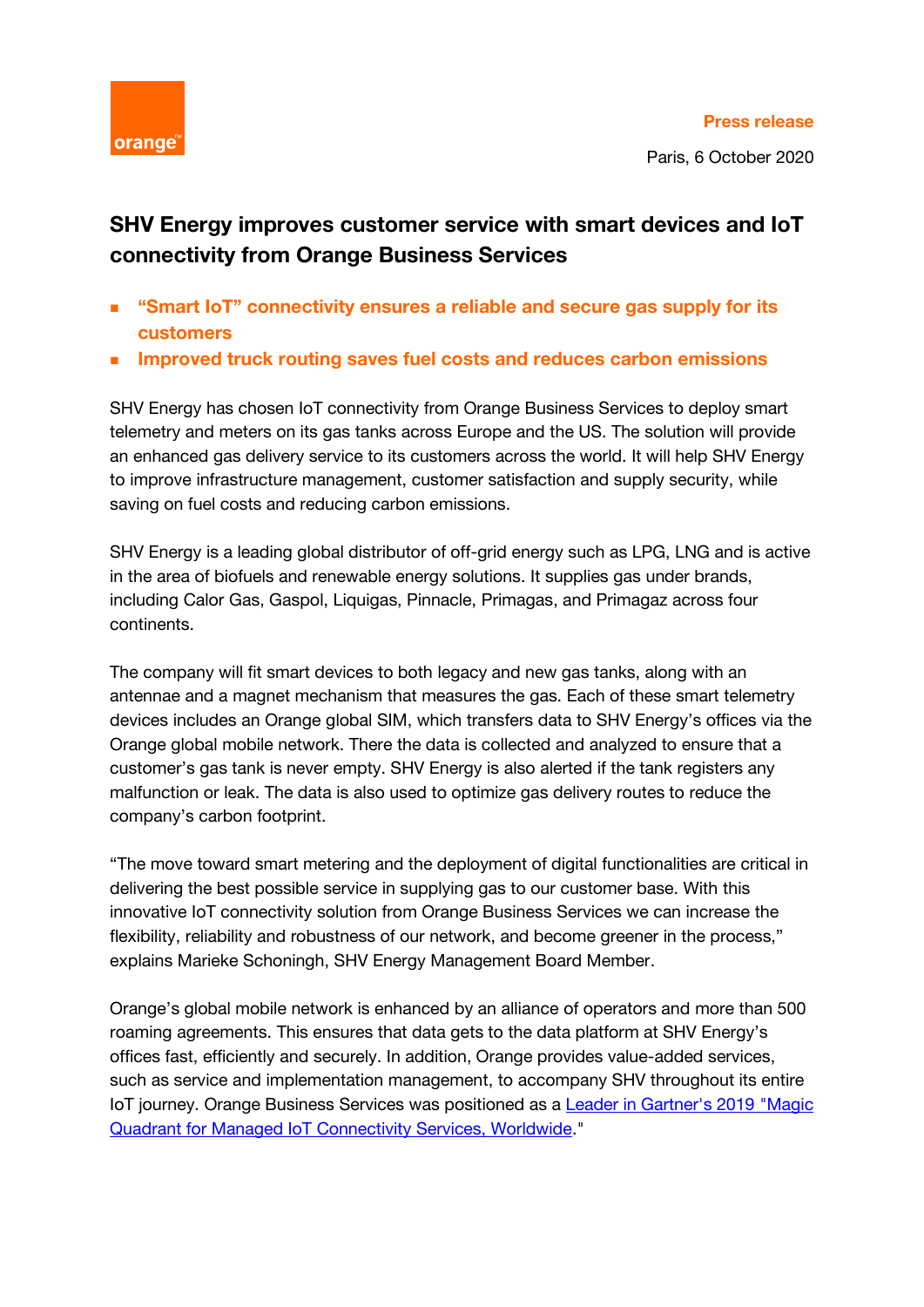Press release

Paris, 6 October 2020

# SHV Energy improves customer service with smart devices and IoT connectivity from Orange Business Services

- **"Smart IoT" connectivity ensures a reliable and secure gas supply for its customers**
- **Improved truck routing saves fuel costs and reduces carbon emissions**

SHV Energy has chosen IoT connectivity from Orange Business Services to deploy smart telemetry and meters on its gas tanks across Europe and the US. The solution will provide an enhanced gas delivery service to its customers across the world. It will help SHV Energy to improve infrastructure management, customer satisfaction and supply security, while saving on fuel costs and reducing carbon emissions.

SHV Energy is a leading global distributor of off-grid energy such as LPG, LNG and is active in the area of biofuels and renewable energy solutions. It supplies gas under brands, including Calor Gas, Gaspol, Liquigas, Pinnacle, Primagas, and Primagaz across four continents.

The company will fit smart devices to both legacy and new gas tanks, along with an antennae and a magnet mechanism that measures the gas. Each of these smart telemetry devices includes an Orange global SIM, which transfers data to SHV Energy's offices via the Orange global mobile network. There the data is collected and analyzed to ensure that a customer's gas tank is never empty. SHV Energy is also alerted if the tank registers any malfunction or leak. The data is also used to optimize gas delivery routes to reduce the company's carbon footprint.

"The move toward smart metering and the deployment of digital functionalities are critical in delivering the best possible service in supplying gas to our customer base. With this innovative IoT connectivity solution from Orange Business Services we can increase the flexibility, reliability and robustness of our network, and become greener in the process," explains Marieke Schoningh, SHV Energy Management Board Member.

Orange's global mobile network is enhanced by an alliance of operators and more than 500 roaming agreements. This ensures that data gets to the data platform at SHV Energy's offices fast, efficiently and securely. In addition, Orange provides value-added services, such as service and implementation management, to accompany SHV throughout its entire IoT journey. Orange Business Services was positioned as a [Leader in Gartner's 2019 "Magic Quadrant for Managed IoT Connectivity Services, Worldwide](#)."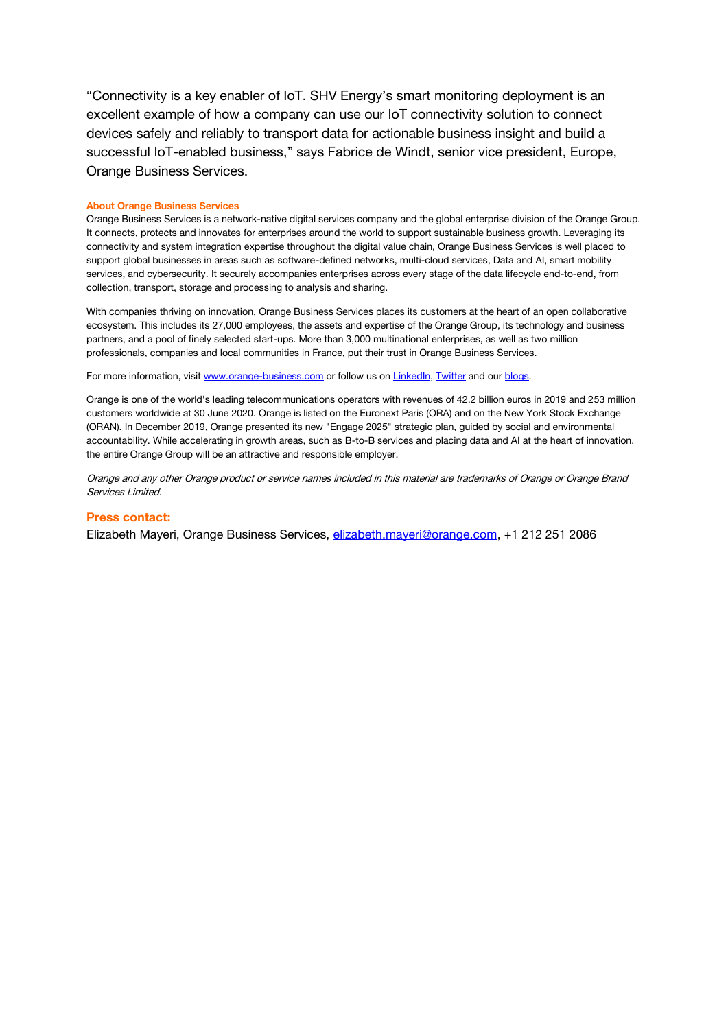"Connectivity is a key enabler of IoT. SHV Energy's smart monitoring deployment is an excellent example of how a company can use our IoT connectivity solution to connect devices safely and reliably to transport data for actionable business insight and build a successful IoT-enabled business," says Fabrice de Windt, senior vice president, Europe, Orange Business Services.

**About Orange Business Services**

Orange Business Services is a network-native digital services company and the global enterprise division of the Orange Group. It connects, protects and innovates for enterprises around the world to support sustainable business growth. Leveraging its connectivity and system integration expertise throughout the digital value chain, Orange Business Services is well placed to support global businesses in areas such as software-defined networks, multi-cloud services, Data and AI, smart mobility services, and cybersecurity. It securely accompanies enterprises across every stage of the data lifecycle end-to-end, from collection, transport, storage and processing to analysis and sharing.

With companies thriving on innovation, Orange Business Services places its customers at the heart of an open collaborative ecosystem. This includes its 27,000 employees, the assets and expertise of the Orange Group, its technology and business partners, and a pool of finely selected start-ups. More than 3,000 multinational enterprises, as well as two million professionals, companies and local communities in France, put their trust in Orange Business Services.

For more information, visit www.orange-business.com or follow us on LinkedIn, Twitter and our blogs.

Orange is one of the world's leading telecommunications operators with revenues of 42.2 billion euros in 2019 and 253 million customers worldwide at 30 June 2020. Orange is listed on the Euronext Paris (ORA) and on the New York Stock Exchange (ORAN). In December 2019, Orange presented its new "Engage 2025" strategic plan, guided by social and environmental accountability. While accelerating in growth areas, such as B-to-B services and placing data and AI at the heart of innovation, the entire Orange Group will be an attractive and responsible employer.

*Orange and any other Orange product or service names included in this material are trademarks of Orange or Orange Brand Services Limited.*

**Press contact:**

Elizabeth Mayeri, Orange Business Services, elizabeth.mayeri@orange.com, +1 212 251 2086